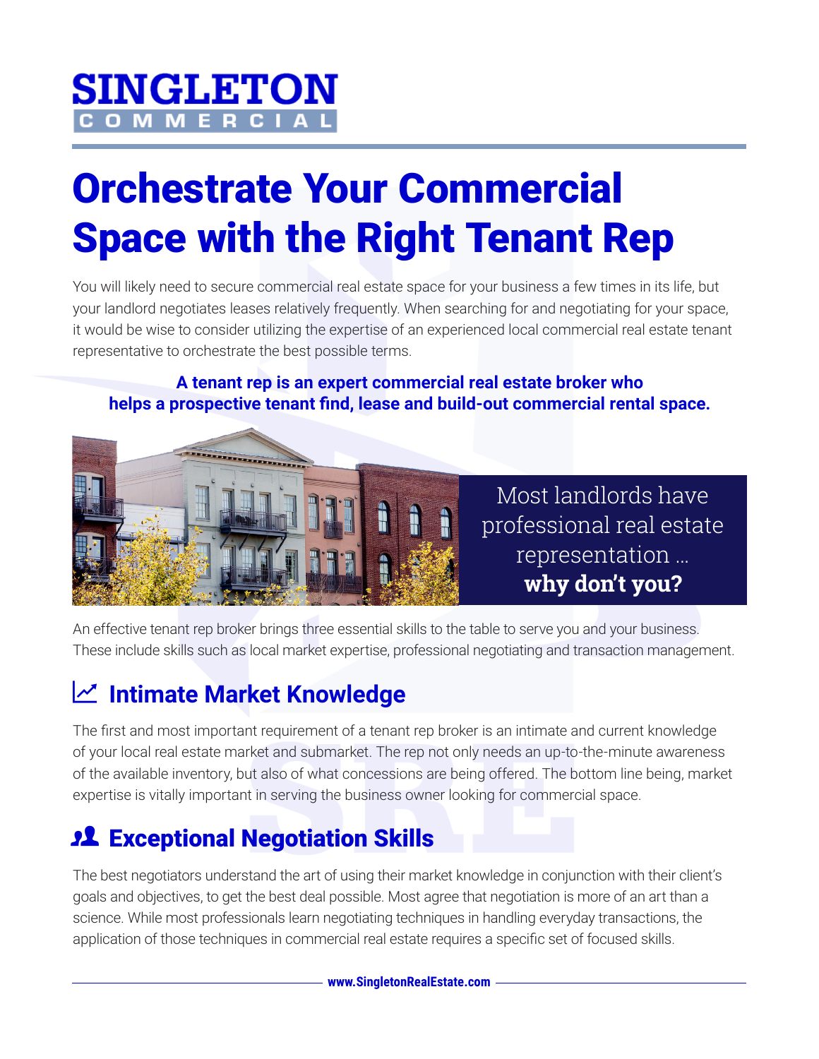SINGLETON COMMERCIAL

# Orchestrate Your Commercial Space with the Right Tenant Rep

You will likely need to secure commercial real estate space for your business a few times in its life, but your landlord negotiates leases relatively frequently. When searching for and negotiating for your space, it would be wise to consider utilizing the expertise of an experienced local commercial real estate tenant representative to orchestrate the best possible terms.

**A tenant rep is an expert commercial real estate broker who helps a prospective tenant find, lease and build-out commercial rental space.**

Most landlords have professional real estate representation … **why don't you?**

An effective tenant rep broker brings three essential skills to the table to serve you and your business. These include skills such as local market expertise, professional negotiating and transaction management.

## Intimate Market Knowledge

The first and most important requirement of a tenant rep broker is an intimate and current knowledge of your local real estate market and submarket. The rep not only needs an up-to-the-minute awareness of the available inventory, but also of what concessions are being offered. The bottom line being, market expertise is vitally important in serving the business owner looking for commercial space.

## Exceptional Negotiation Skills

The best negotiators understand the art of using their market knowledge in conjunction with their client's goals and objectives, to get the best deal possible. Most agree that negotiation is more of an art than a science. While most professionals learn negotiating techniques in handling everyday transactions, the application of those techniques in commercial real estate requires a specific set of focused skills.

www.SingletonRealEstate.com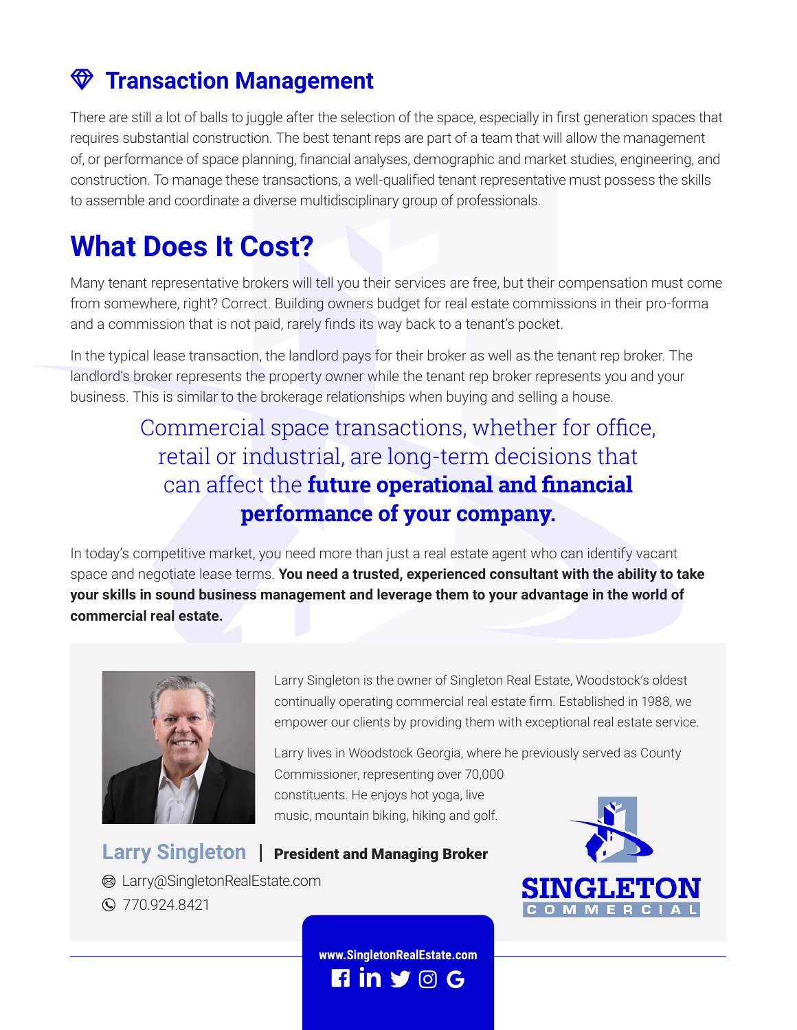## Transaction Management

There are still a lot of balls to juggle after the selection of the space, especially in first generation spaces that requires substantial construction. The best tenant reps are part of a team that will allow the management of, or performance of space planning, financial analyses, demographic and market studies, engineering, and construction. To manage these transactions, a well-qualified tenant representative must possess the skills to assemble and coordinate a diverse multidisciplinary group of professionals.

# What Does It Cost?

Many tenant representative brokers will tell you their services are free, but their compensation must come from somewhere, right? Correct. Building owners budget for real estate commissions in their pro-forma and a commission that is not paid, rarely finds its way back to a tenant's pocket.

In the typical lease transaction, the landlord pays for their broker as well as the tenant rep broker. The landlord's broker represents the property owner while the tenant rep broker represents you and your business. This is similar to the brokerage relationships when buying and selling a house.

> Commercial space transactions, whether for office, retail or industrial, are long-term decisions that can affect the **future operational and financial performance of your company.**

In today's competitive market, you need more than just a real estate agent who can identify vacant space and negotiate lease terms. **You need a trusted, experienced consultant with the ability to take your skills in sound business management and leverage them to your advantage in the world of commercial real estate.**

Larry Singleton is the owner of Singleton Real Estate, Woodstock's oldest continually operating commercial real estate firm. Established in 1988, we empower our clients by providing them with exceptional real estate service.

Larry lives in Woodstock Georgia, where he previously served as County Commissioner, representing over 70,000 constituents. He enjoys hot yoga, live music, mountain biking, hiking and golf.

**Larry Singleton** | **President and Managing Broker**

Larry@SingletonRealEstate.com

770.924.8421

SINGLETON COMMERCIAL

www.SingletonRealEstate.com